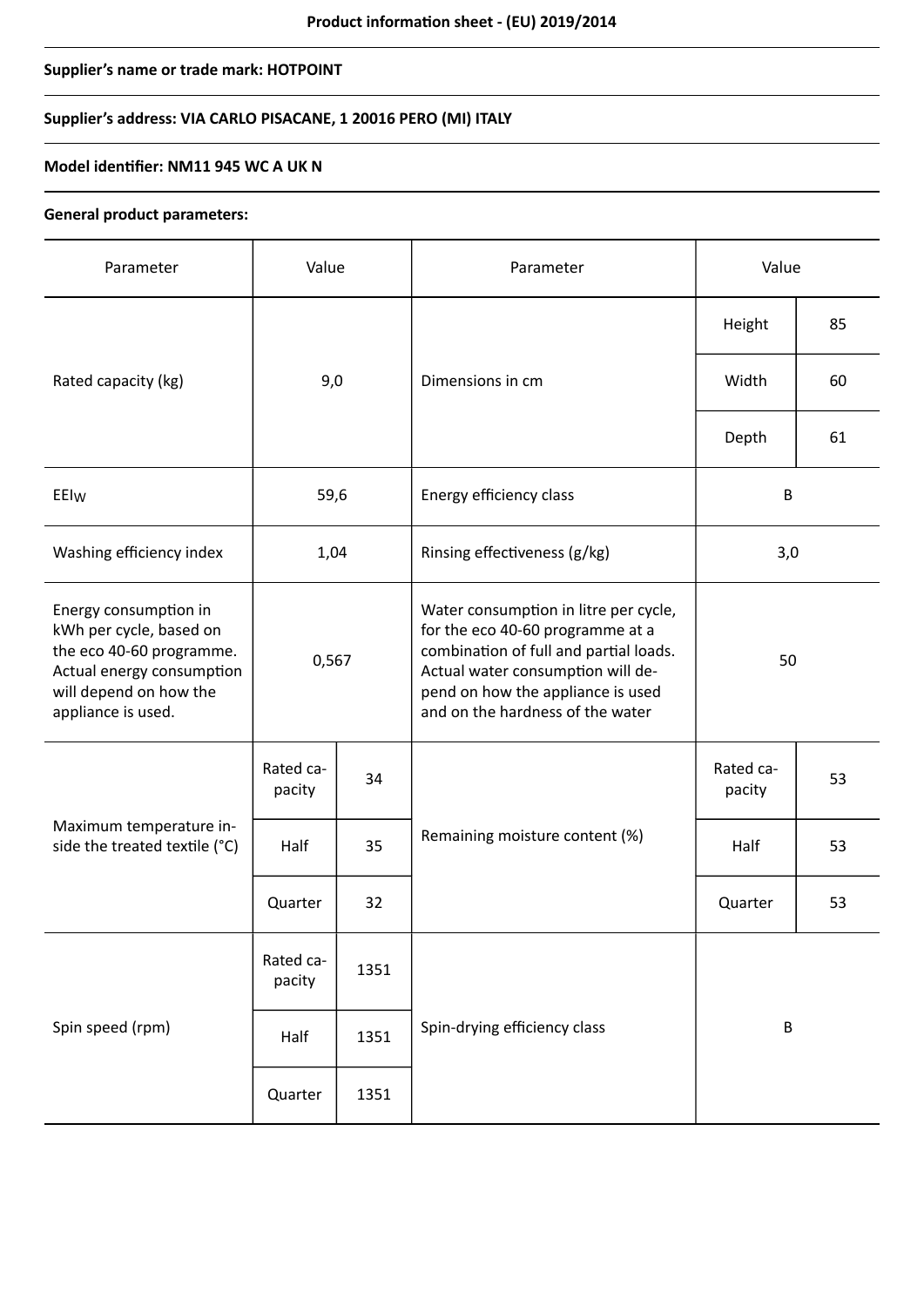**Product information sheet - (EU) 2019/2014**

**Supplier's name or trade mark: HOTPOINT**

**Supplier's address: VIA CARLO PISACANE, 1 20016 PERO (MI) ITALY**

**Model identifier: NM11 945 WC A UK N**

**General product parameters:**

| Parameter | Value | | Parameter | Value | |
|---|---|---|---|---|---|
| Rated capacity (kg) | 9,0 | | Dimensions in cm | Height | 85 |
| | | | | Width | 60 |
| | | | | Depth | 61 |
| $EEI_W$ | 59,6 | | Energy efficiency class | B | |
| Washing efficiency index | 1,04 | | Rinsing effectiveness (g/kg) | 3,0 | |
| Energy consumption in kWh per cycle, based on the eco 40-60 programme. Actual energy consumption will depend on how the appliance is used. | 0,567 | | Water consumption in litre per cycle, for the eco 40-60 programme at a combination of full and partial loads. Actual water consumption will depend on how the appliance is used and on the hardness of the water | 50 | |
| Maximum temperature inside the treated textile (°C) | Rated capacity | 34 | Remaining moisture content (%) | Rated capacity | 53 |
| | Half | 35 | | Half | 53 |
| | Quarter | 32 | | Quarter | 53 |
| Spin speed (rpm) | Rated capacity | 1351 | Spin-drying efficiency class | B | |
| | Half | 1351 | | | |
| | Quarter | 1351 | | | |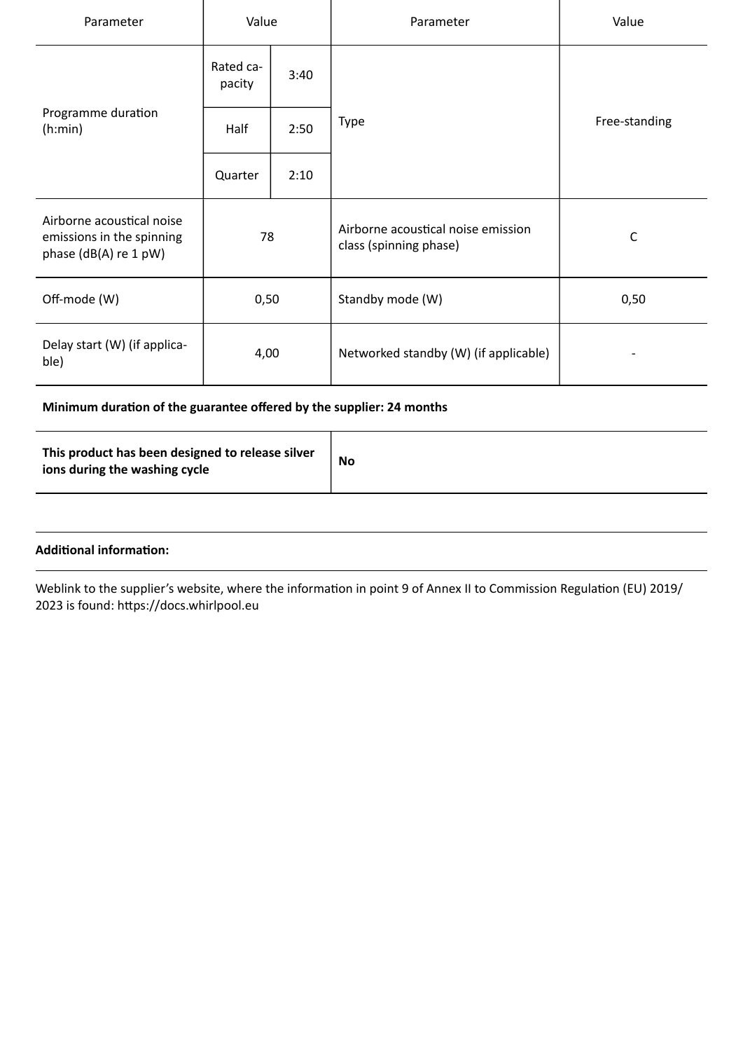| Parameter | Value | | Parameter | Value |
|---|---|---|---|---|
| Programme duration (h:min) | Rated capacity | 3:40 | Type | Free-standing |
| | Half | 2:50 | | |
| | Quarter | 2:10 | | |
| Airborne acoustical noise emissions in the spinning phase (dB(A) re 1 pW) | 78 | | Airborne acoustical noise emission class (spinning phase) | C |
| Off-mode (W) | 0,50 | | Standby mode (W) | 0,50 |
| Delay start (W) (if applicable) | 4,00 | | Networked standby (W) (if applicable) | - |

**Minimum duration of the guarantee offered by the supplier: 24 months**

| | |
|---|---|
| **This product has been designed to release silver ions during the washing cycle** | **No** |

**Additional information:**

Weblink to the supplier's website, where the information in point 9 of Annex II to Commission Regulation (EU) 2019/2023 is found: https://docs.whirlpool.eu